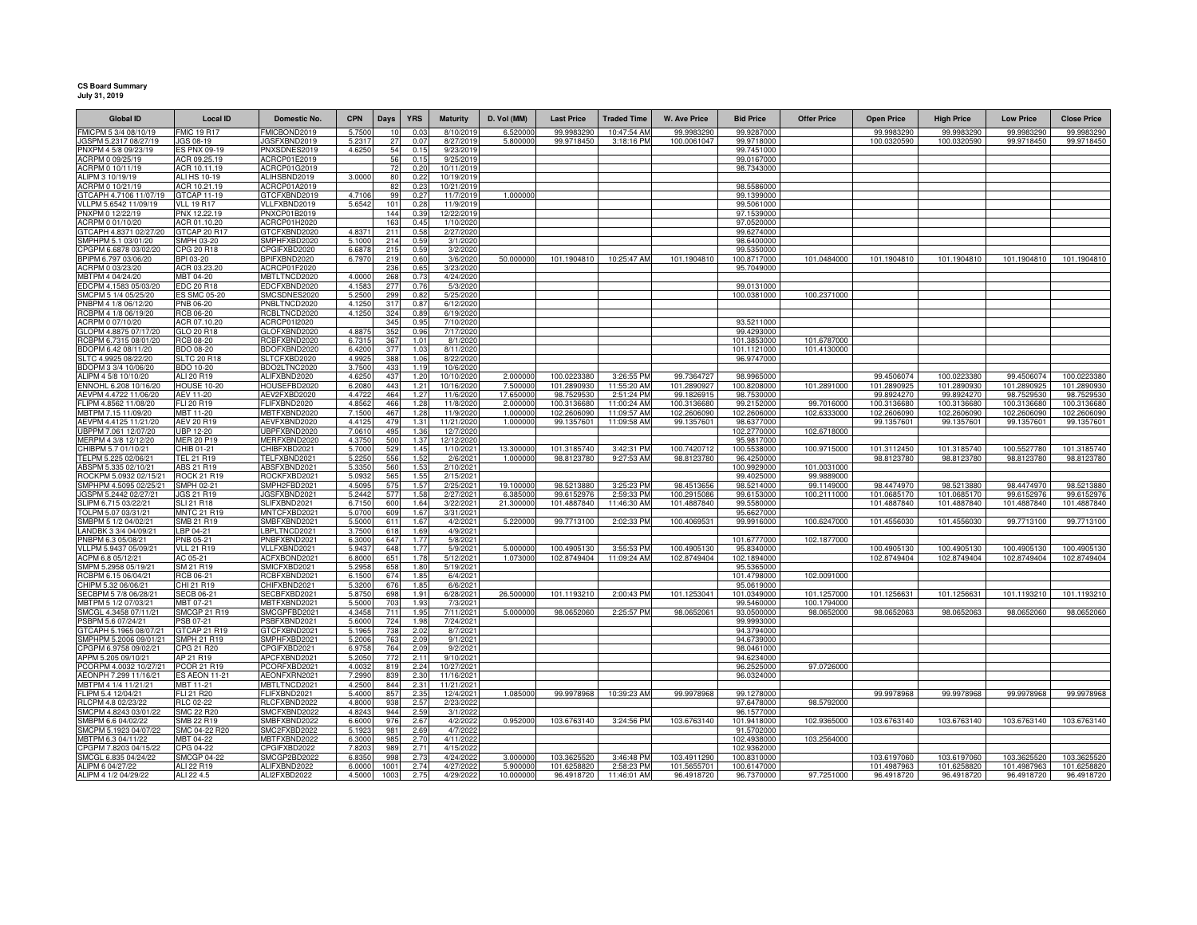**CS Board Summary**
**July 31, 2019**

| Global ID | Local ID | Domestic No. | CPN | Days | YRS | Maturity | D. Vol (MM) | Last Price | Traded Time | W. Ave Price | Bid Price | Offer Price | Open Price | High Price | Low Price | Close Price |
|---|---|---|---|---|---|---|---|---|---|---|---|---|---|---|---|---|
| FMICPM 5 3/4 08/10/19 | FMIC 19 R17 | FMICBOND2019 | 5.7500 | 10 | 0.03 | 8/10/2019 | 6.520000 | 99.9983290 | 10:47:54 AM | 99.9983290 | 99.9287000 | | 99.9983290 | 99.9983290 | 99.9983290 | 99.9983290 |
| JGSPM 5.2317 08/27/19 | JGS 08-19 | JGSFXBND2019 | 5.2317 | 27 | 0.07 | 8/27/2019 | 5.800000 | 99.9718450 | 3:18:16 PM | 100.0061047 | 99.9718000 | | 100.0320590 | 100.0320590 | 99.9718450 | 99.9718450 |
| PNXPM 4 5/8 09/23/19 | ES PNX 09-19 | PNXSDNES2019 | 4.6250 | 54 | 0.15 | 9/23/2019 | | | | | 99.7451000 | | | | | |
| ACRPM 0 09/25/19 | ACR 09.25.19 | ACRCP01E2019 | | 56 | 0.15 | 9/25/2019 | | | | | 99.0167000 | | | | | |
| ACRPM 0 10/11/19 | ACR 10.11.19 | ACRCP01G2019 | | 72 | 0.20 | 10/11/2019 | | | | | 98.7343000 | | | | | |
| ALIPM 3 10/19/19 | ALI HS 10-19 | ALIHSBND2019 | 3.0000 | 80 | 0.22 | 10/19/2019 | | | | | | | | | | |
| ACRPM 0 10/21/19 | ACR 10.21.19 | ACRCP01A2019 | | 82 | 0.23 | 10/21/2019 | | | | | 98.5586000 | | | | | |
| GTCAPH 4.7106 11/07/19 | GTCAP 11-19 | GTCFXBND2019 | 4.7106 | 99 | 0.27 | 11/7/2019 | 1.000000 | | | | 99.1399000 | | | | | |
| VLLPM 5.6542 11/09/19 | VLL 19 R17 | VLLFXBND2019 | 5.6542 | 101 | 0.28 | 11/9/2019 | | | | | 99.5061000 | | | | | |
| PNXPM 0 12/22/19 | PNX 12.22.19 | PNXCP01B2019 | | 144 | 0.39 | 12/22/2019 | | | | | 97.1539000 | | | | | |
| ACRPM 0 01/10/20 | ACR 01.10.20 | ACRCP01H2020 | | 163 | 0.45 | 1/10/2020 | | | | | 97.0520000 | | | | | |
| GTCAPH 4.8371 02/27/20 | GTCAP 20 R17 | GTCFXBND2020 | 4.8371 | 211 | 0.58 | 2/27/2020 | | | | | 99.6274000 | | | | | |
| SMPHPM 5.1 03/01/20 | SMPH 03-20 | SMPHFXBD2020 | 5.1000 | 214 | 0.59 | 3/1/2020 | | | | | 98.6400000 | | | | | |
| CPGPM 6.6878 03/02/20 | CPG 20 R18 | CPGIFXBD2020 | 6.6878 | 215 | 0.59 | 3/2/2020 | | | | | 99.5350000 | | | | | |
| BPIPM 6.797 03/06/20 | BPI 03-20 | BPIFXBND2020 | 6.7970 | 219 | 0.60 | 3/6/2020 | 50.000000 | 101.1904810 | 10:25:47 AM | 101.1904810 | 100.8717000 | 101.0484000 | 101.1904810 | 101.1904810 | 101.1904810 | 101.1904810 |
| ACRPM 0 03/23/20 | ACR 03.23.20 | ACRCP01F2020 | | 236 | 0.65 | 3/23/2020 | | | | | 95.7049000 | | | | | |
| MBTPM 4 04/24/20 | MBT 04-20 | MBTLTNCD2020 | 4.0000 | 268 | 0.73 | 4/24/2020 | | | | | | | | | | |
| EDCPM 4.1583 05/03/20 | EDC 20 R18 | EDCFXBND2020 | 4.1583 | 277 | 0.76 | 5/3/2020 | | | | | 99.0131000 | | | | | |
| SMCPM 5 1/4 05/25/20 | ES SMC 05-20 | SMCSDNES2020 | 5.2500 | 299 | 0.82 | 5/25/2020 | | | | | 100.0381000 | 100.2371000 | | | | |
| PNBPM 4 1/8 06/12/20 | PNB 06-20 | PNBLTNCD2020 | 4.1250 | 317 | 0.87 | 6/12/2020 | | | | | | | | | | |
| RCBPM 4 1/8 06/19/20 | RCB 06-20 | RCBLTNCD2020 | 4.1250 | 324 | 0.89 | 6/19/2020 | | | | | | | | | | |
| ACRPM 0 07/10/20 | ACR 07.10.20 | ACRCP01I2020 | | 345 | 0.95 | 7/10/2020 | | | | | 93.5211000 | | | | | |
| GLOPM 4.8875 07/17/20 | GLO 20 R18 | GLOFXBND2020 | 4.8875 | 352 | 0.96 | 7/17/2020 | | | | | 99.4293000 | | | | | |
| RCBPM 6.7315 08/01/20 | RCB 08-20 | RCBFXBND2020 | 6.7315 | 367 | 1.01 | 8/1/2020 | | | | | 101.3853000 | 101.6787000 | | | | |
| BDOPM 6.42 08/11/20 | BDO 08-20 | BDOFXBND2020 | 6.4200 | 377 | 1.03 | 8/11/2020 | | | | | 101.1121000 | 101.4130000 | | | | |
| SLTC 4.9925 08/22/20 | SLTC 20 R18 | SLTCFXBD2020 | 4.9925 | 388 | 1.06 | 8/22/2020 | | | | | 96.9747000 | | | | | |
| BDOPM 3 3/4 10/06/20 | BDO 10-20 | BDO2LTNC2020 | 3.7500 | 433 | 1.19 | 10/6/2020 | | | | | | | | | | |
| ALIPM 4 5/8 10/10/20 | ALI 20 R19 | ALIFXBND2020 | 4.6250 | 437 | 1.20 | 10/10/2020 | 2.000000 | 100.0223380 | 3:26:55 PM | 99.7364727 | 98.9965000 | | 99.4506074 | 100.0223380 | 99.4506074 | 100.0223380 |
| ENNOHL 6.208 10/16/20 | HOUSE 10-20 | HOUSEFBD2020 | 6.2080 | 443 | 1.21 | 10/16/2020 | 7.500000 | 101.2890930 | 11:55:20 AM | 101.2890927 | 100.8208000 | 101.2891000 | 101.2890925 | 101.2890930 | 101.2890925 | 101.2890930 |
| AEVPM 4.4722 11/06/20 | AEV 11-20 | AEV2FXBD2020 | 4.4722 | 464 | 1.27 | 11/6/2020 | 17.650000 | 98.7529530 | 2:51:24 PM | 99.1826915 | 98.7530000 | | 99.8924270 | 99.8924270 | 98.7529530 | 98.7529530 |
| FLIPM 4.8562 11/08/20 | FLI 20 R19 | FLIFXBND2020 | 4.8562 | 466 | 1.28 | 11/8/2020 | 2.000000 | 100.3136680 | 11:00:24 AM | 100.3136680 | 99.2152000 | 99.7016000 | 100.3136680 | 100.3136680 | 100.3136680 | 100.3136680 |
| MBTPM 7.15 11/09/20 | MBT 11-20 | MBTFXBND2020 | 7.1500 | 467 | 1.28 | 11/9/2020 | 1.000000 | 102.2606090 | 11:09:57 AM | 102.2606090 | 102.2606000 | 102.6333000 | 102.2606090 | 102.2606090 | 102.2606090 | 102.2606090 |
| AEVPM 4.4125 11/21/20 | AEV 20 R19 | AEVFXBND2020 | 4.4125 | 479 | 1.31 | 11/21/2020 | 1.000000 | 99.1357601 | 11:09:58 AM | 99.1357601 | 98.6377000 | | 99.1357601 | 99.1357601 | 99.1357601 | 99.1357601 |
| UBPPM 7.061 12/07/20 | UBP 12-20 | UBPFXBND2020 | 7.0610 | 495 | 1.36 | 12/7/2020 | | | | | 102.2770000 | 102.6718000 | | | | |
| MERPM 4 3/8 12/12/20 | MER 20 P19 | MERFXBND2020 | 4.3750 | 500 | 1.37 | 12/12/2020 | | | | | 95.9817000 | | | | | |
| CHIBPM 5.7 01/10/21 | CHIB 01-21 | CHIBFXBD2021 | 5.7000 | 529 | 1.45 | 1/10/2021 | 13.300000 | 101.3185740 | 3:42:31 PM | 100.7420712 | 100.5538000 | 100.9715000 | 101.3112450 | 101.3185740 | 100.5527780 | 101.3185740 |
| TELPM 5.225 02/06/21 | TEL 21 R19 | TELFXBND2021 | 5.2250 | 556 | 1.52 | 2/6/2021 | 1.000000 | 98.8123780 | 9:27:53 AM | 98.8123780 | 96.4250000 | | 98.8123780 | 98.8123780 | 98.8123780 | 98.8123780 |
| ABSPM 5.335 02/10/21 | ABS 21 R19 | ABSFXBND2021 | 5.3350 | 560 | 1.53 | 2/10/2021 | | | | | 100.9929000 | 101.0031000 | | | | |
| ROCKPM 5.0932 02/15/21 | ROCK 21 R19 | ROCKFXBD2021 | 5.0932 | 565 | 1.55 | 2/15/2021 | | | | | 99.4025000 | 99.9889000 | | | | |
| SMPHPM 4.5095 02/25/21 | SMPH 02-21 | SMPH2FBD2021 | 4.5095 | 575 | 1.57 | 2/25/2021 | 19.100000 | 98.5213880 | 3:25:23 PM | 98.4513656 | 98.5214000 | 99.1149000 | 98.4474970 | 98.5213880 | 98.4474970 | 98.5213880 |
| JGSPM 5.2442 02/27/21 | JGS 21 R19 | JGSFXBND2021 | 5.2442 | 577 | 1.58 | 2/27/2021 | 6.385000 | 99.6152976 | 2:59:33 PM | 100.2915086 | 99.6153000 | 100.2111000 | 101.0685170 | 101.0685170 | 99.6152976 | 99.6152976 |
| SLIPM 6.715 03/22/21 | SLI 21 R18 | SLIFXBND2021 | 6.7150 | 600 | 1.64 | 3/22/2021 | 21.300000 | 101.4887840 | 11:46:30 AM | 101.4887840 | 99.5580000 | | 101.4887840 | 101.4887840 | 101.4887840 | 101.4887840 |
| TOLPM 5.07 03/31/21 | MNTC 21 R19 | MNTCFXBD2021 | 5.0700 | 609 | 1.67 | 3/31/2021 | | | | | 95.6627000 | | | | | |
| SMBPM 5 1/2 04/02/21 | SMB 21 R19 | SMBFXBND2021 | 5.5000 | 611 | 1.67 | 4/2/2021 | 5.220000 | 99.7713100 | 2:02:33 PM | 100.4069531 | 99.9916000 | 100.6247000 | 101.4556030 | 101.4556030 | 99.7713100 | 99.7713100 |
| LANDBK 3 3/4 04/09/21 | LBP 04-21 | LBPLTNCD2021 | 3.7500 | 618 | 1.69 | 4/9/2021 | | | | | | | | | | |
| PNBPM 6.3 05/08/21 | PNB 05-21 | PNBFXBND2021 | 6.3000 | 647 | 1.77 | 5/8/2021 | | | | | 101.6777000 | 102.1877000 | | | | |
| VLLPM 5.9437 05/09/21 | VLL 21 R19 | VLLFXBND2021 | 5.9437 | 648 | 1.77 | 5/9/2021 | 5.000000 | 100.4905130 | 3:55:53 PM | 100.4905130 | 95.8340000 | | 100.4905130 | 100.4905130 | 100.4905130 | 100.4905130 |
| ACPM 6.8 05/12/21 | AC 05-21 | ACFXBOND2021 | 6.8000 | 651 | 1.78 | 5/12/2021 | 1.073000 | 102.8749404 | 11:09:24 AM | 102.8749404 | 102.1894000 | | 102.8749404 | 102.8749404 | 102.8749404 | 102.8749404 |
| SMPM 5.2958 05/19/21 | SM 21 R19 | SMICFXBD2021 | 5.2958 | 658 | 1.80 | 5/19/2021 | | | | | 95.5365000 | | | | | |
| RCBPM 6.15 06/04/21 | RCB 06-21 | RCBFXBND2021 | 6.1500 | 674 | 1.85 | 6/4/2021 | | | | | 101.4798000 | 102.0091000 | | | | |
| CHIPM 5.32 06/06/21 | CHI 21 R19 | CHIFXBND2021 | 5.3200 | 676 | 1.85 | 6/6/2021 | | | | | 95.0619000 | | | | | |
| SECBPM 5 7/8 06/28/21 | SECB 06-21 | SECBFXBD2021 | 5.8750 | 698 | 1.91 | 6/28/2021 | 26.500000 | 101.1193210 | 2:00:43 PM | 101.1253041 | 101.0349000 | 101.1257000 | 101.1256631 | 101.1256631 | 101.1193210 | 101.1193210 |
| MBTPM 5 1/2 07/03/21 | MBT 07-21 | MBTFXBND2021 | 5.5000 | 703 | 1.93 | 7/3/2021 | | | | | 99.5460000 | 100.1794000 | | | | |
| SMCGL 4.3458 07/11/21 | SMCGP 21 R19 | SMCGPFBD2021 | 4.3458 | 711 | 1.95 | 7/11/2021 | 5.000000 | 98.0652060 | 2:25:57 PM | 98.0652061 | 93.0500000 | 98.0652000 | 98.0652063 | 98.0652063 | 98.0652060 | 98.0652060 |
| PSBPM 5.6 07/24/21 | PSB 07-21 | PSBFXBND2021 | 5.6000 | 724 | 1.98 | 7/24/2021 | | | | | 99.9993000 | | | | | |
| GTCAPH 5.1965 08/07/21 | GTCAP 21 R19 | GTCFXBND2021 | 5.1965 | 738 | 2.02 | 8/7/2021 | | | | | 94.3794000 | | | | | |
| SMPHPM 5.2006 09/01/21 | SMPH 21 R19 | SMPHFXBD2021 | 5.2006 | 763 | 2.09 | 9/1/2021 | | | | | 94.6739000 | | | | | |
| CPGPM 6.9758 09/02/21 | CPG 21 R20 | CPGIFXBD2021 | 6.9758 | 764 | 2.09 | 9/2/2021 | | | | | 98.0461000 | | | | | |
| APPM 5.205 09/10/21 | AP 21 R19 | APCFXBND2021 | 5.2050 | 772 | 2.11 | 9/10/2021 | | | | | 94.6234000 | | | | | |
| PCORPM 4.0032 10/27/21 | PCOR 21 R19 | PCORFXBD2021 | 4.0032 | 819 | 2.24 | 10/27/2021 | | | | | 96.2525000 | 97.0726000 | | | | |
| AEONPH 7.299 11/16/21 | ES AEON 11-21 | AEONFXRN2021 | 7.2990 | 839 | 2.30 | 11/16/2021 | | | | | 96.0324000 | | | | | |
| MBTPM 4 1/4 11/21/21 | MBT 11-21 | MBTLTNCD2021 | 4.2500 | 844 | 2.31 | 11/21/2021 | | | | | | | | | | |
| FLIPM 5.4 12/04/21 | FLI 21 R20 | FLIFXBND2021 | 5.4000 | 857 | 2.35 | 12/4/2021 | 1.085000 | 99.9978968 | 10:39:23 AM | 99.9978968 | 99.1278000 | | 99.9978968 | 99.9978968 | 99.9978968 | 99.9978968 |
| RLCPM 4.8 02/23/22 | RLC 02-22 | RLCFXBND2022 | 4.8000 | 938 | 2.57 | 2/23/2022 | | | | | 97.6478000 | 98.5792000 | | | | |
| SMCPM 4.8243 03/01/22 | SMC 22 R20 | SMCFXBND2022 | 4.8243 | 944 | 2.59 | 3/1/2022 | | | | | 96.1577000 | | | | | |
| SMBPM 6.6 04/02/22 | SMB 22 R19 | SMBFXBND2022 | 6.6000 | 976 | 2.67 | 4/2/2022 | 0.952000 | 103.6763140 | 3:24:56 PM | 103.6763140 | 101.9418000 | 102.9365000 | 103.6763140 | 103.6763140 | 103.6763140 | 103.6763140 |
| SMCPM 5.1923 04/07/22 | SMC 04-22 R20 | SMC2FXBD2022 | 5.1923 | 981 | 2.69 | 4/7/2022 | | | | | 91.5702000 | | | | | |
| MBTPM 6.3 04/11/22 | MBT 04-22 | MBTFXBND2022 | 6.3000 | 985 | 2.70 | 4/11/2022 | | | | | 102.4938000 | 103.2564000 | | | | |
| CPGPM 7.8203 04/15/22 | CPG 04-22 | CPGIFXBD2022 | 7.8203 | 989 | 2.71 | 4/15/2022 | | | | | 102.9362000 | | | | | |
| SMCGL 6.835 04/24/22 | SMCGP 04-22 | SMCGP2BD2022 | 6.8350 | 998 | 2.73 | 4/24/2022 | 3.000000 | 103.3625520 | 3:46:48 PM | 103.4911290 | 100.8310000 | | 103.6197060 | 103.6197060 | 103.3625520 | 103.3625520 |
| ALIPM 6 04/27/22 | ALI 22 R19 | ALIFXBND2022 | 6.0000 | 1001 | 2.74 | 4/27/2022 | 5.900000 | 101.6258820 | 2:58:23 PM | 101.5655701 | 100.6147000 | | 101.4987963 | 101.6258820 | 101.4987963 | 101.6258820 |
| ALIPM 4 1/2 04/29/22 | ALI 22 4.5 | ALI2FXBD2022 | 4.5000 | 1003 | 2.75 | 4/29/2022 | 10.000000 | 96.4918720 | 11:46:01 AM | 96.4918720 | 96.7370000 | 97.7251000 | 96.4918720 | 96.4918720 | 96.4918720 | 96.4918720 |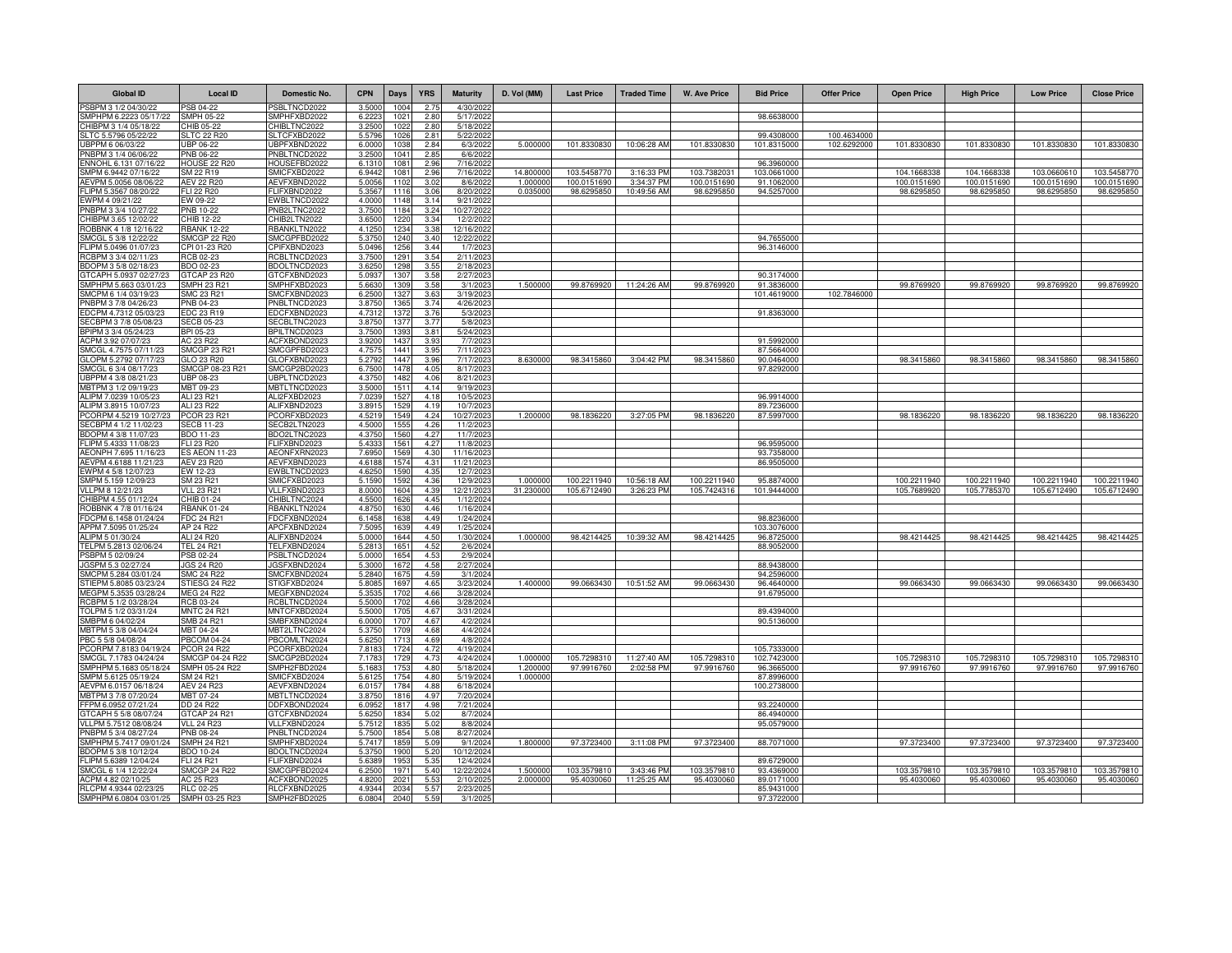| Global ID | Local ID | Domestic No. | CPN | Days | YRS | Maturity | D. Vol (MM) | Last Price | Traded Time | W. Ave Price | Bid Price | Offer Price | Open Price | High Price | Low Price | Close Price |
|---|---|---|---|---|---|---|---|---|---|---|---|---|---|---|---|---|
| PSBPM 3 1/2 04/30/22 | PSB 04-22 | PSBLTNCD2022 | 3.5000 | 1004 | 2.75 | 4/30/2022 | | | | | | | | | | |
| SMPHPM 6.2223 05/17/22 | SMPH 05-22 | SMPHFXBD2022 | 6.2223 | 1021 | 2.80 | 5/17/2022 | | | | | 98.6638000 | | | | | |
| CHIBPM 3 1/4 05/18/22 | CHIB 05-22 | CHIBLTNC2022 | 3.2500 | 1022 | 2.80 | 5/18/2022 | | | | | | | | | | |
| SLTC 5.5796 05/22/22 | SLTC 22 R20 | SLTCFXBD2022 | 5.5796 | 1026 | 2.81 | 5/22/2022 | | | | | 99.4308000 | 100.4634000 | | | | |
| UBPPM 6 06/03/22 | UBP 06-22 | UBPFXBND2022 | 6.0000 | 1038 | 2.84 | 6/3/2022 | 5.000000 | 101.8330830 | 10:06:28 AM | 101.8330830 | 101.8315000 | 102.6292000 | 101.8330830 | 101.8330830 | 101.8330830 | 101.8330830 |
| PNBPM 3 1/4 06/06/22 | PNB 06-22 | PNBLTNCD2022 | 3.2500 | 1041 | 2.85 | 6/6/2022 | | | | | | | | | | |
| ENNOHL 6.131 07/16/22 | HOUSE 22 R20 | HOUSEFBD2022 | 6.1310 | 1081 | 2.96 | 7/16/2022 | | | | | 96.3960000 | | | | | |
| SMPM 6.9442 07/16/22 | SM 22 R19 | SMICFXBD2022 | 6.9442 | 1081 | 2.96 | 7/16/2022 | 14.800000 | 103.5458770 | 3:16:33 PM | 103.7382031 | 103.0661000 | | 104.1668338 | 104.1668338 | 103.0660610 | 103.5458770 |
| AEVPM 5.0056 08/06/22 | AEV 22 R20 | AEVFXBND2022 | 5.0056 | 1102 | 3.02 | 8/6/2022 | 1.000000 | 100.0151690 | 3:34:37 PM | 100.0151690 | 91.1062000 | | 100.0151690 | 100.0151690 | 100.0151690 | 100.0151690 |
| FLIPM 5.3567 08/20/22 | FLI 22 R20 | FLIFXBND2022 | 5.3567 | 1116 | 3.06 | 8/20/2022 | 0.035000 | 98.6295850 | 10:49:56 AM | 98.6295850 | 94.5257000 | | 98.6295850 | 98.6295850 | 98.6295850 | 98.6295850 |
| EWPM 4 09/21/22 | EW 09-22 | EWBLTNCD2022 | 4.0000 | 1148 | 3.14 | 9/21/2022 | | | | | | | | | | |
| PNBPM 3 3/4 10/27/22 | PNB 10-22 | PNB2LTNC2022 | 3.7500 | 1184 | 3.24 | 10/27/2022 | | | | | | | | | | |
| CHIBPM 3.65 12/02/22 | CHIB 12-22 | CHIB2LTN2022 | 3.6500 | 1220 | 3.34 | 12/2/2022 | | | | | | | | | | |
| ROBBNK 4 1/8 12/16/22 | RBANK 12-22 | RBANKLTN2022 | 4.1250 | 1234 | 3.38 | 12/16/2022 | | | | | | | | | | |
| SMCGL 5 3/8 12/22/22 | SMCGP 22 R20 | SMCGPFBD2022 | 5.3750 | 1240 | 3.40 | 12/22/2022 | | | | | 94.7655000 | | | | | |
| FLIPM 5.0496 01/07/23 | CPI 01-23 R20 | CPIFXBND2023 | 5.0496 | 1256 | 3.44 | 1/7/2023 | | | | | 96.3146000 | | | | | |
| RCBPM 3 3/4 02/11/23 | RCB 02-23 | RCBLTNCD2023 | 3.7500 | 1291 | 3.54 | 2/11/2023 | | | | | | | | | | |
| BDOPM 3 5/8 02/18/23 | BDO 02-23 | BDOLTNCD2023 | 3.6250 | 1298 | 3.55 | 2/18/2023 | | | | | | | | | | |
| GTCAPH 5.0937 02/27/23 | GTCAP 23 R20 | GTCFXBND2023 | 5.0937 | 1307 | 3.58 | 2/27/2023 | | | | | 90.3174000 | | | | | |
| SMPHPM 5.663 03/01/23 | SMPH 23 R21 | SMPHFXBD2023 | 5.6630 | 1309 | 3.58 | 3/1/2023 | 1.500000 | 99.8769920 | 11:24:26 AM | 99.8769920 | 91.3836000 | | 99.8769920 | 99.8769920 | 99.8769920 | 99.8769920 |
| SMCPM 6 1/4 03/19/23 | SMC 23 R21 | SMCFXBND2023 | 6.2500 | 1327 | 3.63 | 3/19/2023 | | | | | 101.4619000 | 102.7846000 | | | | |
| PNBPM 3 7/8 04/26/23 | PNB 04-23 | PNBLTNCD2023 | 3.8750 | 1365 | 3.74 | 4/26/2023 | | | | | | | | | | |
| EDCPM 4.7312 05/03/23 | EDC 23 R19 | EDCFXBND2023 | 4.7312 | 1372 | 3.76 | 5/3/2023 | | | | | 91.8363000 | | | | | |
| SECBPM 3 7/8 05/08/23 | SECB 05-23 | SECBLTNC2023 | 3.8750 | 1377 | 3.77 | 5/8/2023 | | | | | | | | | | |
| BPIPM 3 3/4 05/24/23 | BPI 05-23 | BPILTNCD2023 | 3.7500 | 1393 | 3.81 | 5/24/2023 | | | | | | | | | | |
| ACPM 3.92 07/07/23 | AC 23 R22 | ACFXBOND2023 | 3.9200 | 1437 | 3.93 | 7/7/2023 | | | | | 91.5992000 | | | | | |
| SMCGL 4.7575 07/11/23 | SMCGP 23 R21 | SMCGPFBD2023 | 4.7575 | 1441 | 3.95 | 7/11/2023 | | | | | 87.5664000 | | | | | |
| GLOPM 5.2792 07/17/23 | GLO 23 R20 | GLOFXBND2023 | 5.2792 | 1447 | 3.96 | 7/17/2023 | 8.630000 | 98.3415860 | 3:04:42 PM | 98.3415860 | 90.0464000 | | 98.3415860 | 98.3415860 | 98.3415860 | 98.3415860 |
| SMCGL 6 3/4 08/17/23 | SMCGP 08-23 R21 | SMCGP2BD2023 | 6.7500 | 1478 | 4.05 | 8/17/2023 | | | | | 97.8292000 | | | | | |
| UBPPM 4 3/8 08/21/23 | UBP 08-23 | UBPLTNCD2023 | 4.3750 | 1482 | 4.06 | 8/21/2023 | | | | | | | | | | |
| MBTPM 3 1/2 09/19/23 | MBT 09-23 | MBTLTNCD2023 | 3.5000 | 1511 | 4.14 | 9/19/2023 | | | | | | | | | | |
| ALIPM 7.0239 10/05/23 | ALI 23 R21 | ALI2FXBD2023 | 7.0239 | 1527 | 4.18 | 10/5/2023 | | | | | 96.9914000 | | | | | |
| ALIPM 3.8915 10/07/23 | ALI 23 R22 | ALIFXBND2023 | 3.8915 | 1529 | 4.19 | 10/7/2023 | | | | | 89.7236000 | | | | | |
| PCORPM 4.5219 10/27/23 | PCOR 23 R21 | PCORFXBD2023 | 4.5219 | 1549 | 4.24 | 10/27/2023 | 1.200000 | 98.1836220 | 3:27:05 PM | 98.1836220 | 87.5997000 | | 98.1836220 | 98.1836220 | 98.1836220 | 98.1836220 |
| SECBPM 4 1/2 11/02/23 | SECB 11-23 | SECB2LTN2023 | 4.5000 | 1555 | 4.26 | 11/2/2023 | | | | | | | | | | |
| BDOPM 4 3/8 11/07/23 | BDO 11-23 | BDO2LTNC2023 | 4.3750 | 1560 | 4.27 | 11/7/2023 | | | | | | | | | | |
| FLIPM 5.4333 11/08/23 | FLI 23 R20 | FLIFXBND2023 | 5.4333 | 1561 | 4.27 | 11/8/2023 | | | | | 96.9595000 | | | | | |
| AEONPH 7.695 11/16/23 | ES AEON 11-23 | AEONFXRN2023 | 7.6950 | 1569 | 4.30 | 11/16/2023 | | | | | 93.7358000 | | | | | |
| AEVPM 4.6188 11/21/23 | AEV 23 R20 | AEVFXBND2023 | 4.6188 | 1574 | 4.31 | 11/21/2023 | | | | | 86.9505000 | | | | | |
| EWPM 4 5/8 12/07/23 | EW 12-23 | EWBLTNCD2023 | 4.6250 | 1590 | 4.35 | 12/7/2023 | | | | | | | | | | |
| SMPM 5.159 12/09/23 | SM 23 R21 | SMICFXBD2023 | 5.1590 | 1592 | 4.36 | 12/9/2023 | 1.000000 | 100.2211940 | 10:56:18 AM | 100.2211940 | 95.8874000 | | 100.2211940 | 100.2211940 | 100.2211940 | 100.2211940 |
| VLLPM 8 12/21/23 | VLL 23 R21 | VLLFXBND2023 | 8.0000 | 1604 | 4.39 | 12/21/2023 | 31.230000 | 105.6712490 | 3:26:23 PM | 105.7424316 | 101.9444000 | | 105.7689920 | 105.7785370 | 105.6712490 | 105.6712490 |
| CHIBPM 4.55 01/12/24 | CHIB 01-24 | CHIBLTNC2024 | 4.5500 | 1626 | 4.45 | 1/12/2024 | | | | | | | | | | |
| ROBBNK 4 7/8 01/16/24 | RBANK 01-24 | RBANKLTN2024 | 4.8750 | 1630 | 4.46 | 1/16/2024 | | | | | | | | | | |
| FDCPM 6.1458 01/24/24 | FDC 24 R21 | FDCFXBND2024 | 6.1458 | 1638 | 4.49 | 1/24/2024 | | | | | 98.8236000 | | | | | |
| APPM 7.5095 01/25/24 | AP 24 R22 | APCFXBND2024 | 7.5095 | 1639 | 4.49 | 1/25/2024 | | | | | 103.3076000 | | | | | |
| ALIPM 5 01/30/24 | ALI 24 R20 | ALIFXBND2024 | 5.0000 | 1644 | 4.50 | 1/30/2024 | 1.000000 | 98.4214425 | 10:39:32 AM | 98.4214425 | 96.8725000 | | 98.4214425 | 98.4214425 | 98.4214425 | 98.4214425 |
| TELPM 5.2813 02/06/24 | TEL 24 R21 | TELFXBND2024 | 5.2813 | 1651 | 4.52 | 2/6/2024 | | | | | 88.9052000 | | | | | |
| PSBPM 5 02/09/24 | PSB 02-24 | PSBLTNCD2024 | 5.0000 | 1654 | 4.53 | 2/9/2024 | | | | | | | | | | |
| JGSPM 5.3 02/27/24 | JGS 24 R20 | JGSFXBND2024 | 5.3000 | 1672 | 4.58 | 2/27/2024 | | | | | 88.9438000 | | | | | |
| SMCPM 5.284 03/01/24 | SMC 24 R22 | SMCFXBND2024 | 5.2840 | 1675 | 4.59 | 3/1/2024 | | | | | 94.2596000 | | | | | |
| STIEPM 5.8085 03/23/24 | STIESG 24 R22 | STIGFXBD2024 | 5.8085 | 1697 | 4.65 | 3/23/2024 | 1.400000 | 99.0663430 | 10:51:52 AM | 99.0663430 | 96.4640000 | | 99.0663430 | 99.0663430 | 99.0663430 | 99.0663430 |
| MEGPM 5.3535 03/28/24 | MEG 24 R22 | MEGFXBND2024 | 5.3535 | 1702 | 4.66 | 3/28/2024 | | | | | 91.6795000 | | | | | |
| RCBPM 5 1/2 03/28/24 | RCB 03-24 | RCBLTNCD2024 | 5.5000 | 1702 | 4.66 | 3/28/2024 | | | | | | | | | | |
| TOLPM 5 1/2 03/31/24 | MNTC 24 R21 | MNTCFXBD2024 | 5.5000 | 1705 | 4.67 | 3/31/2024 | | | | | 89.4394000 | | | | | |
| SMBPM 6 04/02/24 | SMB 24 R21 | SMBFXBND2024 | 6.0000 | 1707 | 4.67 | 4/2/2024 | | | | | 90.5136000 | | | | | |
| MBTPM 5 3/8 04/04/24 | MBT 04-24 | MBT2LTNC2024 | 5.3750 | 1709 | 4.68 | 4/4/2024 | | | | | | | | | | |
| PBC 5 5/8 04/08/24 | PBCOM 04-24 | PBCOMLTN2024 | 5.6250 | 1713 | 4.69 | 4/8/2024 | | | | | | | | | | |
| PCORPM 7.8183 04/19/24 | PCOR 24 R22 | PCORFXBD2024 | 7.8183 | 1724 | 4.72 | 4/19/2024 | | | | | 105.7333000 | | | | | |
| SMCGL 7.1783 04/24/24 | SMCGP 04-24 R22 | SMCGP2BD2024 | 7.1783 | 1729 | 4.73 | 4/24/2024 | 1.000000 | 105.7298310 | 11:27:40 AM | 105.7298310 | 102.7423000 | | 105.7298310 | 105.7298310 | 105.7298310 | 105.7298310 |
| SMPHPM 5.1683 05/18/24 | SMPH 05-24 R22 | SMPH2FBD2024 | 5.1683 | 1753 | 4.80 | 5/18/2024 | 1.200000 | 97.9916760 | 2:02:58 PM | 97.9916760 | 96.3665000 | | 97.9916760 | 97.9916760 | 97.9916760 | 97.9916760 |
| SMPM 5.6125 05/19/24 | SM 24 R21 | SMICFXBD2024 | 5.6125 | 1754 | 4.80 | 5/19/2024 | 1.000000 | | | | 87.8996000 | | | | | |
| AEVPM 6.0157 06/18/24 | AEV 24 R23 | AEVFXBND2024 | 6.0157 | 1784 | 4.88 | 6/18/2024 | | | | | 100.2738000 | | | | | |
| MBTPM 3 7/8 07/20/24 | MBT 07-24 | MBTLTNCD2024 | 3.8750 | 1816 | 4.97 | 7/20/2024 | | | | | | | | | | |
| FFPM 6.0952 07/21/24 | DD 24 R22 | DDFXBOND2024 | 6.0952 | 1817 | 4.98 | 7/21/2024 | | | | | 93.2240000 | | | | | |
| GTCAPH 5 5/8 08/07/24 | GTCAP 24 R21 | GTCFXBND2024 | 5.6250 | 1834 | 5.02 | 8/7/2024 | | | | | 86.4940000 | | | | | |
| VLLPM 5.7512 08/08/24 | VLL 24 R23 | VLLFXBND2024 | 5.7512 | 1835 | 5.02 | 8/8/2024 | | | | | 95.0579000 | | | | | |
| PNBPM 5 3/4 08/27/24 | PNB 08-24 | PNBLTNCD2024 | 5.7500 | 1854 | 5.08 | 8/27/2024 | | | | | | | | | | |
| SMPHPM 5.7417 09/01/24 | SMPH 24 R21 | SMPHFXBD2024 | 5.7417 | 1859 | 5.09 | 9/1/2024 | 1.800000 | 97.3723400 | 3:11:08 PM | 97.3723400 | 88.7071000 | | 97.3723400 | 97.3723400 | 97.3723400 | 97.3723400 |
| BDOPM 5 3/8 10/12/24 | BDO 10-24 | BDOLTNCD2024 | 5.3750 | 1900 | 5.20 | 10/12/2024 | | | | | | | | | | |
| FLIPM 5.6389 12/04/24 | FLI 24 R21 | FLIFXBND2024 | 5.6389 | 1953 | 5.35 | 12/4/2024 | | | | | 89.6729000 | | | | | |
| SMCGL 6 1/4 12/22/24 | SMCGP 24 R22 | SMCGPFBD2024 | 6.2500 | 1971 | 5.40 | 12/22/2024 | 1.500000 | 103.3579810 | 3:43:46 PM | 103.3579810 | 93.4369000 | | 103.3579810 | 103.3579810 | 103.3579810 | 103.3579810 |
| ACPM 4.82 02/10/25 | AC 25 R23 | ACFXBOND2025 | 4.8200 | 2021 | 5.53 | 2/10/2025 | 2.000000 | 95.4030060 | 11:25:25 AM | 95.4030060 | 89.0171000 | | 95.4030060 | 95.4030060 | 95.4030060 | 95.4030060 |
| RLCPM 4.9344 02/23/25 | RLC 02-25 | RLCFXBND2025 | 4.9344 | 2034 | 5.57 | 2/23/2025 | | | | | 85.9431000 | | | | | |
| SMPHPM 6.0804 03/01/25 | SMPH 03-25 R23 | SMPH2FBD2025 | 6.0804 | 2040 | 5.59 | 3/1/2025 | | | | | 97.3722000 | | | | | |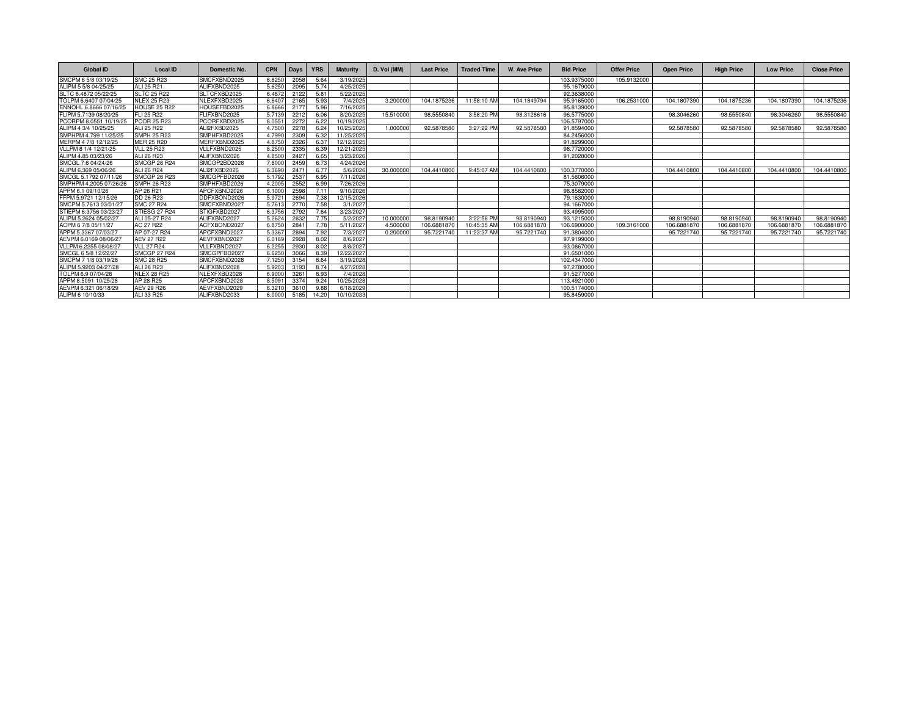| Global ID | Local ID | Domestic No. | CPN | Days | YRS | Maturity | D. Vol (MM) | Last Price | Traded Time | W. Ave Price | Bid Price | Offer Price | Open Price | High Price | Low Price | Close Price |
|---|---|---|---|---|---|---|---|---|---|---|---|---|---|---|---|---|
| SMCPM 6 5/8 03/19/25 | SMC 25 R23 | SMCFXBND2025 | 6.6250 | 2058 | 5.64 | 3/19/2025 | | | | | 103.9375000 | 105.9132000 | | | | |
| ALIPM 5 5/8 04/25/25 | ALI 25 R21 | ALIFXBND2025 | 5.6250 | 2095 | 5.74 | 4/25/2025 | | | | | 95.1679000 | | | | | |
| SLTC 6.4872 05/22/25 | SLTC 25 R22 | SLTCFXBD2025 | 6.4872 | 2122 | 5.81 | 5/22/2025 | | | | | 92.3638000 | | | | | |
| TOLPM 6.6407 07/04/25 | NLEX 25 R23 | NLEXFXBD2025 | 6.6407 | 2165 | 5.93 | 7/4/2025 | 3.200000 | 104.1875236 | 11:58:10 AM | 104.1849794 | 95.9165000 | 106.2531000 | 104.1807390 | 104.1875236 | 104.1807390 | 104.1875236 |
| ENNOHL 6.8666 07/16/25 | HOUSE 25 R22 | HOUSEFBD2025 | 6.8666 | 2177 | 5.96 | 7/16/2025 | | | | | 95.8139000 | | | | | |
| FLIPM 5.7139 08/20/25 | FLI 25 R22 | FLIFXBND2025 | 5.7139 | 2212 | 6.06 | 8/20/2025 | 15.510000 | 98.5550840 | 3:58:20 PM | 98.3128616 | 96.5775000 | | 98.3046260 | 98.5550840 | 98.3046260 | 98.5550840 |
| PCORPM 8.0551 10/19/25 | PCOR 25 R23 | PCORFXBD2025 | 8.0551 | 2272 | 6.22 | 10/19/2025 | | | | | 106.5797000 | | | | | |
| ALIPM 4 3/4 10/25/25 | ALI 25 R22 | ALI2FXBD2025 | 4.7500 | 2278 | 6.24 | 10/25/2025 | 1.000000 | 92.5878580 | 3:27:22 PM | 92.5878580 | 91.8594000 | | 92.5878580 | 92.5878580 | 92.5878580 | 92.5878580 |
| SMPHPM 4.799 11/25/25 | SMPH 25 R23 | SMPHFXBD2025 | 4.7990 | 2309 | 6.32 | 11/25/2025 | | | | | 84.2456000 | | | | | |
| MERPM 4 7/8 12/12/25 | MER 25 R20 | MERFXBND2025 | 4.8750 | 2326 | 6.37 | 12/12/2025 | | | | | 91.8299000 | | | | | |
| VLLPM 8 1/4 12/21/25 | VLL 25 R23 | VLLFXBND2025 | 8.2500 | 2335 | 6.39 | 12/21/2025 | | | | | 98.7720000 | | | | | |
| ALIPM 4.85 03/23/26 | ALI 26 R23 | ALIFXBND2026 | 4.8500 | 2427 | 6.65 | 3/23/2026 | | | | | 91.2028000 | | | | | |
| SMCGL 7.6 04/24/26 | SMCGP 26 R24 | SMCGP2BD2026 | 7.6000 | 2459 | 6.73 | 4/24/2026 | | | | | | | | | | |
| ALIPM 6.369 05/06/26 | ALI 26 R24 | ALI2FXBD2026 | 6.3690 | 2471 | 6.77 | 5/6/2026 | 30.000000 | 104.4410800 | 9:45:07 AM | 104.4410800 | 100.3770000 | | 104.4410800 | 104.4410800 | 104.4410800 | 104.4410800 |
| SMCGL 5.1792 07/11/26 | SMCGP 26 R23 | SMCGPFBD2026 | 5.1792 | 2537 | 6.95 | 7/11/2026 | | | | | 81.5606000 | | | | | |
| SMPHPM 4.2005 07/26/26 | SMPH 26 R23 | SMPHFXBD2026 | 4.2005 | 2552 | 6.99 | 7/26/2026 | | | | | 75.3079000 | | | | | |
| APPM 6.1 09/10/26 | AP 26 R21 | APCFXBND2026 | 6.1000 | 2598 | 7.11 | 9/10/2026 | | | | | 98.8582000 | | | | | |
| FFPM 5.9721 12/15/26 | DD 26 R23 | DDFXBOND2026 | 5.9721 | 2694 | 7.38 | 12/15/2026 | | | | | 79.1630000 | | | | | |
| SMCPM 5.7613 03/01/27 | SMC 27 R24 | SMCFXBND2027 | 5.7613 | 2770 | 7.58 | 3/1/2027 | | | | | 94.1667000 | | | | | |
| STIEPM 6.3756 03/23/27 | STIESG 27 R24 | STIGFXBD2027 | 6.3756 | 2792 | 7.64 | 3/23/2027 | | | | | 93.4995000 | | | | | |
| ALIPM 5.2624 05/02/27 | ALI 05-27 R24 | ALIFXBND2027 | 5.2624 | 2832 | 7.75 | 5/2/2027 | 10.000000 | 98.8190940 | 3:22:58 PM | 98.8190940 | 93.1215000 | | 98.8190940 | 98.8190940 | 98.8190940 | 98.8190940 |
| ACPM 6 7/8 05/11/27 | AC 27 R22 | ACFXBOND2027 | 6.8750 | 2841 | 7.78 | 5/11/2027 | 4.500000 | 106.6881870 | 10:45:35 AM | 106.6881870 | 106.6900000 | 109.3161000 | 106.6881870 | 106.6881870 | 106.6881870 | 106.6881870 |
| APPM 5.3367 07/03/27 | AP 07-27 R24 | APCFXBND2027 | 5.3367 | 2894 | 7.92 | 7/3/2027 | 0.200000 | 95.7221740 | 11:23:37 AM | 95.7221740 | 91.3804000 | | 95.7221740 | 95.7221740 | 95.7221740 | 95.7221740 |
| AEVPM 6.0169 08/06/27 | AEV 27 R22 | AEVFXBND2027 | 6.0169 | 2928 | 8.02 | 8/6/2027 | | | | | 97.9199000 | | | | | |
| VLLPM 6.2255 08/08/27 | VLL 27 R24 | VLLFXBND2027 | 6.2255 | 2930 | 8.02 | 8/8/2027 | | | | | 93.0867000 | | | | | |
| SMCGL 6 5/8 12/22/27 | SMCGP 27 R24 | SMCGPFBD2027 | 6.6250 | 3066 | 8.39 | 12/22/2027 | | | | | 91.6501000 | | | | | |
| SMCPM 7 1/8 03/19/28 | SMC 28 R25 | SMCFXBND2028 | 7.1250 | 3154 | 8.64 | 3/19/2028 | | | | | 102.4347000 | | | | | |
| ALIPM 5.9203 04/27/28 | ALI 28 R23 | ALIFXBND2028 | 5.9203 | 3193 | 8.74 | 4/27/2028 | | | | | 97.2780000 | | | | | |
| TOLPM 6.9 07/04/28 | NLEX 28 R25 | NLEXFXBD2028 | 6.9000 | 3261 | 8.93 | 7/4/2028 | | | | | 91.5277000 | | | | | |
| APPM 8.5091 10/25/28 | AP 28 R25 | APCFXBND2028 | 8.5091 | 3374 | 9.24 | 10/25/2028 | | | | | 113.4921000 | | | | | |
| AEVPM 6.321 06/18/29 | AEV 29 R26 | AEVFXBND2029 | 6.3210 | 3610 | 9.88 | 6/18/2029 | | | | | 100.5174000 | | | | | |
| ALIPM 6 10/10/33 | ALI 33 R25 | ALIFXBND2033 | 6.0000 | 5185 | 14.20 | 10/10/2033 | | | | | 95.8459000 | | | | | |